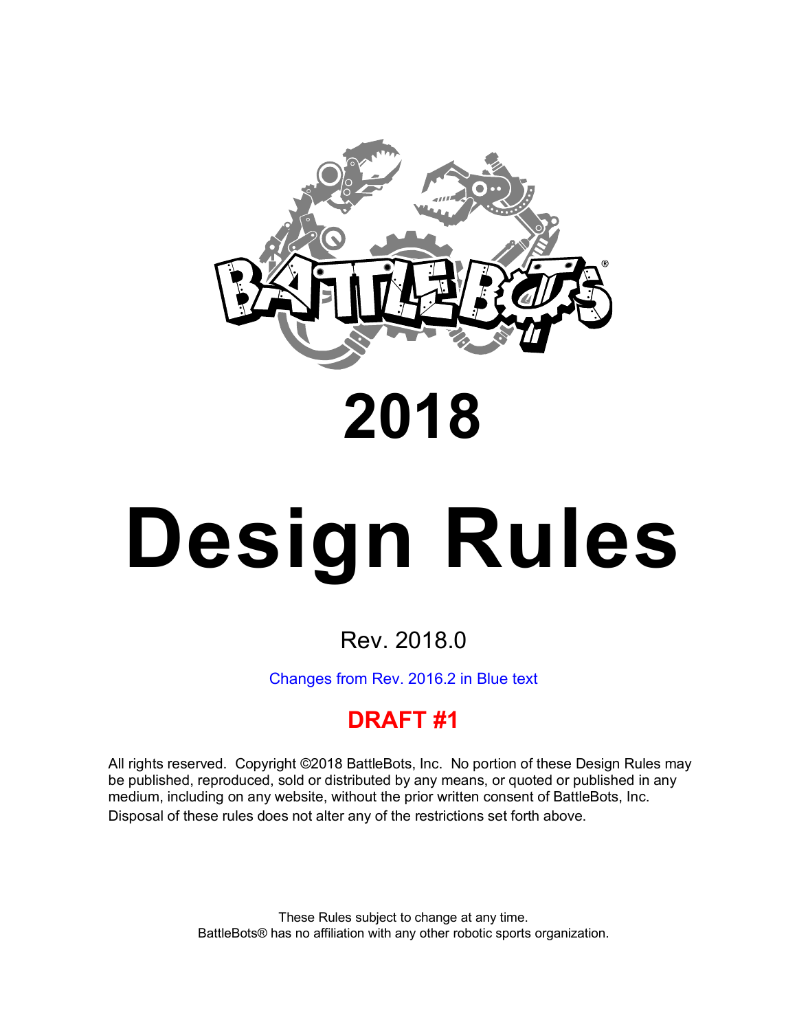# 2018

# Design Rules

Rev. 2018.0

Changes from Rev. 2016.2 in Blue text

**DRAFT #1**

All rights reserved. Copyright ©2018 BattleBots, Inc. No portion of these Design Rules may be published, reproduced, sold or distributed by any means, or quoted or published in any medium, including on any website, without the prior written consent of BattleBots, Inc. Disposal of these rules does not alter any of the restrictions set forth above.

These Rules subject to change at any time.
BattleBots® has no affiliation with any other robotic sports organization.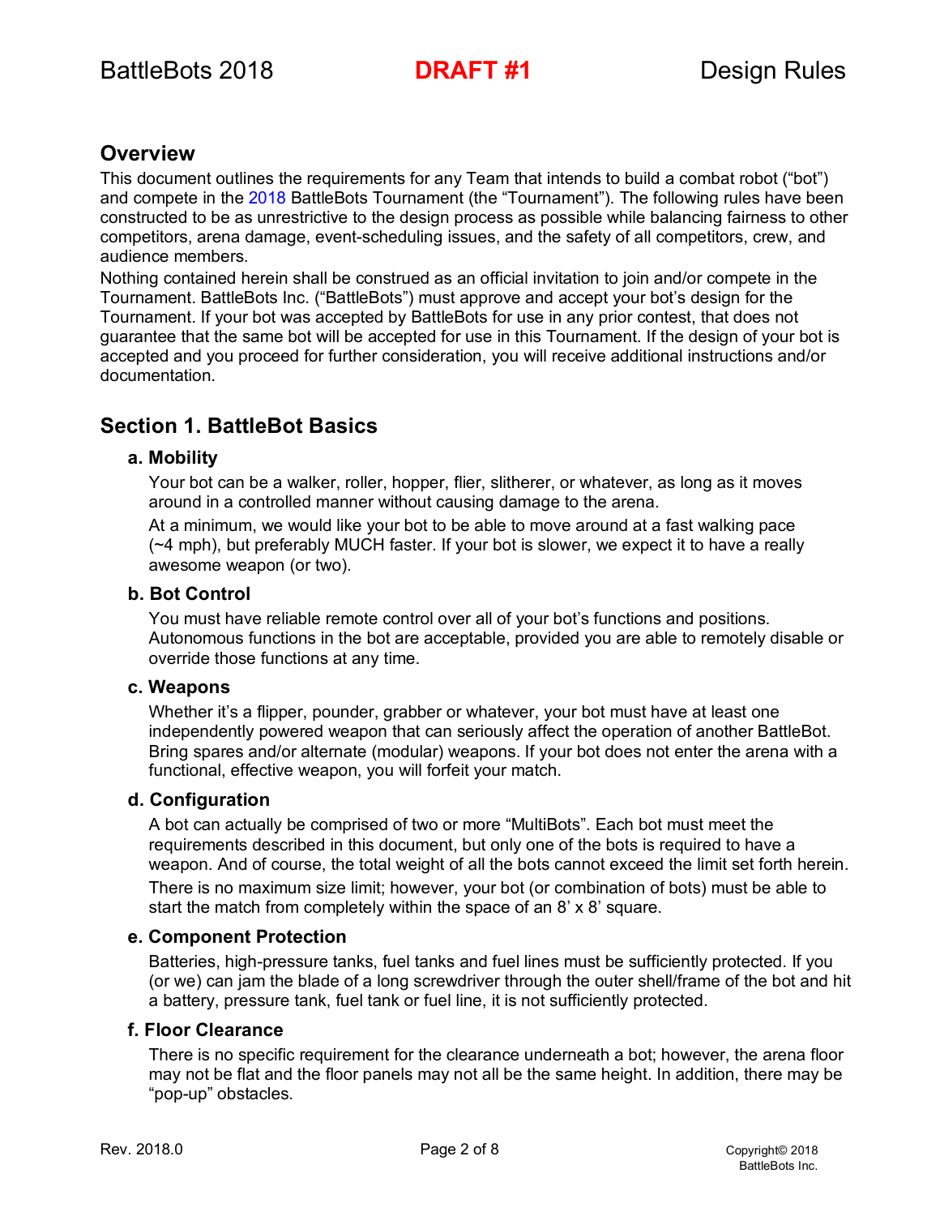## Overview

This document outlines the requirements for any Team that intends to build a combat robot ("bot") and compete in the 2018 BattleBots Tournament (the "Tournament"). The following rules have been constructed to be as unrestrictive to the design process as possible while balancing fairness to other competitors, arena damage, event-scheduling issues, and the safety of all competitors, crew, and audience members.

Nothing contained herein shall be construed as an official invitation to join and/or compete in the Tournament. BattleBots Inc. ("BattleBots") must approve and accept your bot's design for the Tournament. If your bot was accepted by BattleBots for use in any prior contest, that does not guarantee that the same bot will be accepted for use in this Tournament. If the design of your bot is accepted and you proceed for further consideration, you will receive additional instructions and/or documentation.

## Section 1. BattleBot Basics

### a. Mobility

Your bot can be a walker, roller, hopper, flier, slitherer, or whatever, as long as it moves around in a controlled manner without causing damage to the arena.

At a minimum, we would like your bot to be able to move around at a fast walking pace (~4 mph), but preferably MUCH faster. If your bot is slower, we expect it to have a really awesome weapon (or two).

### b. Bot Control

You must have reliable remote control over all of your bot's functions and positions. Autonomous functions in the bot are acceptable, provided you are able to remotely disable or override those functions at any time.

### c. Weapons

Whether it's a flipper, pounder, grabber or whatever, your bot must have at least one independently powered weapon that can seriously affect the operation of another BattleBot. Bring spares and/or alternate (modular) weapons. If your bot does not enter the arena with a functional, effective weapon, you will forfeit your match.

### d. Configuration

A bot can actually be comprised of two or more "MultiBots". Each bot must meet the requirements described in this document, but only one of the bots is required to have a weapon. And of course, the total weight of all the bots cannot exceed the limit set forth herein.

There is no maximum size limit; however, your bot (or combination of bots) must be able to start the match from completely within the space of an 8' x 8' square.

### e. Component Protection

Batteries, high-pressure tanks, fuel tanks and fuel lines must be sufficiently protected. If you (or we) can jam the blade of a long screwdriver through the outer shell/frame of the bot and hit a battery, pressure tank, fuel tank or fuel line, it is not sufficiently protected.

### f. Floor Clearance

There is no specific requirement for the clearance underneath a bot; however, the arena floor may not be flat and the floor panels may not all be the same height. In addition, there may be "pop-up" obstacles.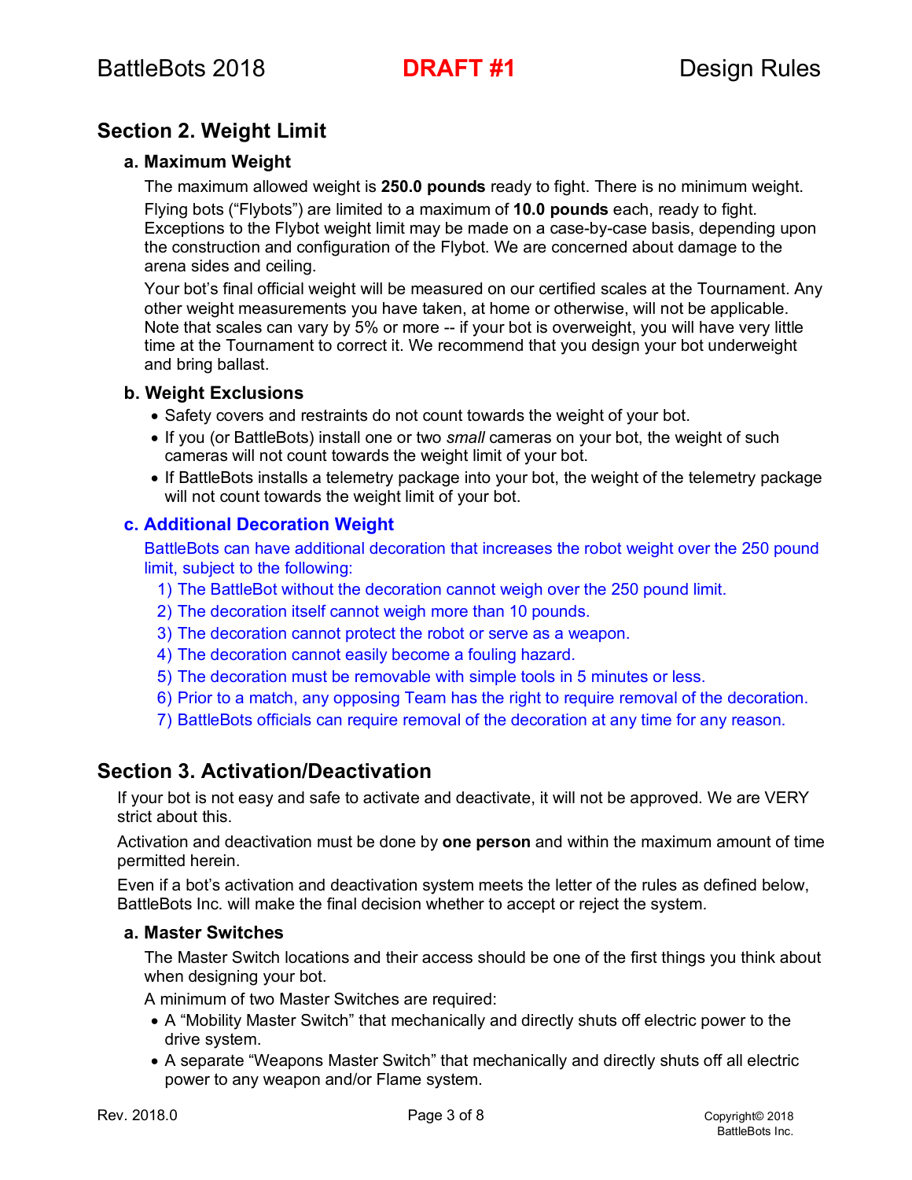## Section 2. Weight Limit

### a. Maximum Weight

The maximum allowed weight is **250.0 pounds** ready to fight. There is no minimum weight.

Flying bots (“Flybots”) are limited to a maximum of **10.0 pounds** each, ready to fight. Exceptions to the Flybot weight limit may be made on a case-by-case basis, depending upon the construction and configuration of the Flybot. We are concerned about damage to the arena sides and ceiling.

Your bot’s final official weight will be measured on our certified scales at the Tournament. Any other weight measurements you have taken, at home or otherwise, will not be applicable. Note that scales can vary by 5% or more -- if your bot is overweight, you will have very little time at the Tournament to correct it. We recommend that you design your bot underweight and bring ballast.

### b. Weight Exclusions

- Safety covers and restraints do not count towards the weight of your bot.
- If you (or BattleBots) install one or two *small* cameras on your bot, the weight of such cameras will not count towards the weight limit of your bot.
- If BattleBots installs a telemetry package into your bot, the weight of the telemetry package will not count towards the weight limit of your bot.

### c. Additional Decoration Weight

BattleBots can have additional decoration that increases the robot weight over the 250 pound limit, subject to the following:

1) The BattleBot without the decoration cannot weigh over the 250 pound limit.
2) The decoration itself cannot weigh more than 10 pounds.
3) The decoration cannot protect the robot or serve as a weapon.
4) The decoration cannot easily become a fouling hazard.
5) The decoration must be removable with simple tools in 5 minutes or less.
6) Prior to a match, any opposing Team has the right to require removal of the decoration.
7) BattleBots officials can require removal of the decoration at any time for any reason.

## Section 3. Activation/Deactivation

If your bot is not easy and safe to activate and deactivate, it will not be approved. We are VERY strict about this.

Activation and deactivation must be done by **one person** and within the maximum amount of time permitted herein.

Even if a bot’s activation and deactivation system meets the letter of the rules as defined below, BattleBots Inc. will make the final decision whether to accept or reject the system.

### a. Master Switches

The Master Switch locations and their access should be one of the first things you think about when designing your bot.

A minimum of two Master Switches are required:

- A “Mobility Master Switch” that mechanically and directly shuts off electric power to the drive system.
- A separate “Weapons Master Switch” that mechanically and directly shuts off all electric power to any weapon and/or Flame system.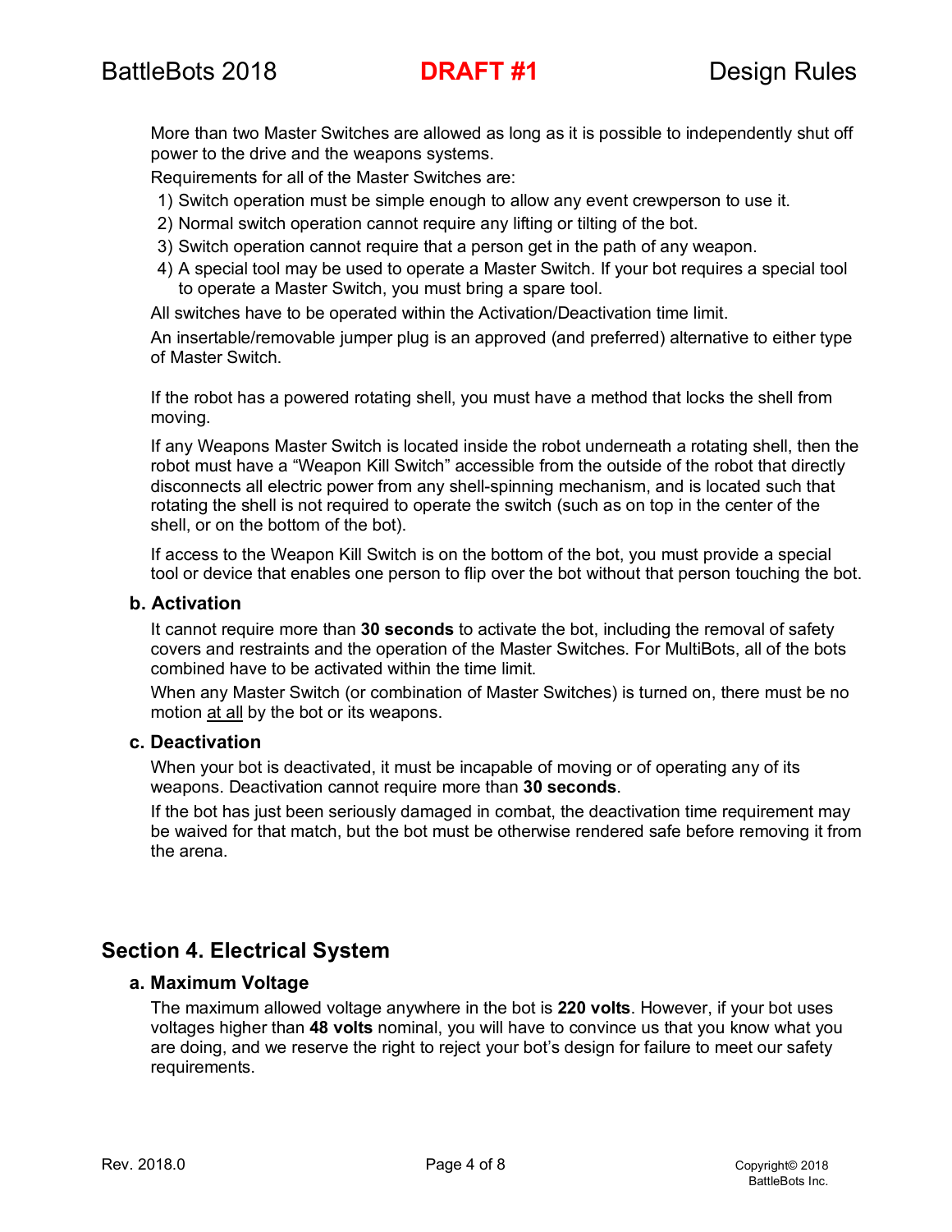More than two Master Switches are allowed as long as it is possible to independently shut off power to the drive and the weapons systems.

Requirements for all of the Master Switches are:

1) Switch operation must be simple enough to allow any event crewperson to use it.
2) Normal switch operation cannot require any lifting or tilting of the bot.
3) Switch operation cannot require that a person get in the path of any weapon.
4) A special tool may be used to operate a Master Switch. If your bot requires a special tool to operate a Master Switch, you must bring a spare tool.

All switches have to be operated within the Activation/Deactivation time limit.

An insertable/removable jumper plug is an approved (and preferred) alternative to either type of Master Switch.

If the robot has a powered rotating shell, you must have a method that locks the shell from moving.

If any Weapons Master Switch is located inside the robot underneath a rotating shell, then the robot must have a "Weapon Kill Switch" accessible from the outside of the robot that directly disconnects all electric power from any shell-spinning mechanism, and is located such that rotating the shell is not required to operate the switch (such as on top in the center of the shell, or on the bottom of the bot).

If access to the Weapon Kill Switch is on the bottom of the bot, you must provide a special tool or device that enables one person to flip over the bot without that person touching the bot.

### b. Activation

It cannot require more than **30 seconds** to activate the bot, including the removal of safety covers and restraints and the operation of the Master Switches. For MultiBots, all of the bots combined have to be activated within the time limit.

When any Master Switch (or combination of Master Switches) is turned on, there must be no motion at all by the bot or its weapons.

### c. Deactivation

When your bot is deactivated, it must be incapable of moving or of operating any of its weapons. Deactivation cannot require more than **30 seconds**.

If the bot has just been seriously damaged in combat, the deactivation time requirement may be waived for that match, but the bot must be otherwise rendered safe before removing it from the arena.

## Section 4. Electrical System

### a. Maximum Voltage

The maximum allowed voltage anywhere in the bot is **220 volts**. However, if your bot uses voltages higher than **48 volts** nominal, you will have to convince us that you know what you are doing, and we reserve the right to reject your bot's design for failure to meet our safety requirements.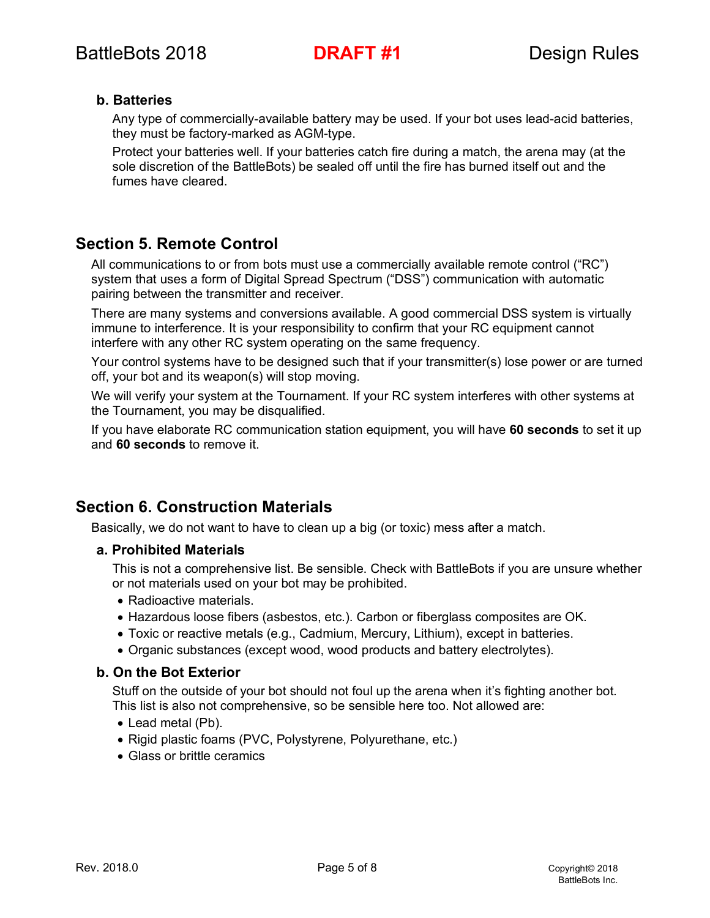### b. Batteries

Any type of commercially-available battery may be used. If your bot uses lead-acid batteries, they must be factory-marked as AGM-type.

Protect your batteries well. If your batteries catch fire during a match, the arena may (at the sole discretion of the BattleBots) be sealed off until the fire has burned itself out and the fumes have cleared.

## Section 5. Remote Control

All communications to or from bots must use a commercially available remote control (“RC”) system that uses a form of Digital Spread Spectrum (“DSS”) communication with automatic pairing between the transmitter and receiver.

There are many systems and conversions available. A good commercial DSS system is virtually immune to interference. It is your responsibility to confirm that your RC equipment cannot interfere with any other RC system operating on the same frequency.

Your control systems have to be designed such that if your transmitter(s) lose power or are turned off, your bot and its weapon(s) will stop moving.

We will verify your system at the Tournament. If your RC system interferes with other systems at the Tournament, you may be disqualified.

If you have elaborate RC communication station equipment, you will have **60 seconds** to set it up and **60 seconds** to remove it.

## Section 6. Construction Materials

Basically, we do not want to have to clean up a big (or toxic) mess after a match.

### a. Prohibited Materials

This is not a comprehensive list. Be sensible. Check with BattleBots if you are unsure whether or not materials used on your bot may be prohibited.

- Radioactive materials.
- Hazardous loose fibers (asbestos, etc.). Carbon or fiberglass composites are OK.
- Toxic or reactive metals (e.g., Cadmium, Mercury, Lithium), except in batteries.
- Organic substances (except wood, wood products and battery electrolytes).

### b. On the Bot Exterior

Stuff on the outside of your bot should not foul up the arena when it’s fighting another bot. This list is also not comprehensive, so be sensible here too. Not allowed are:

- Lead metal (Pb).
- Rigid plastic foams (PVC, Polystyrene, Polyurethane, etc.)
- Glass or brittle ceramics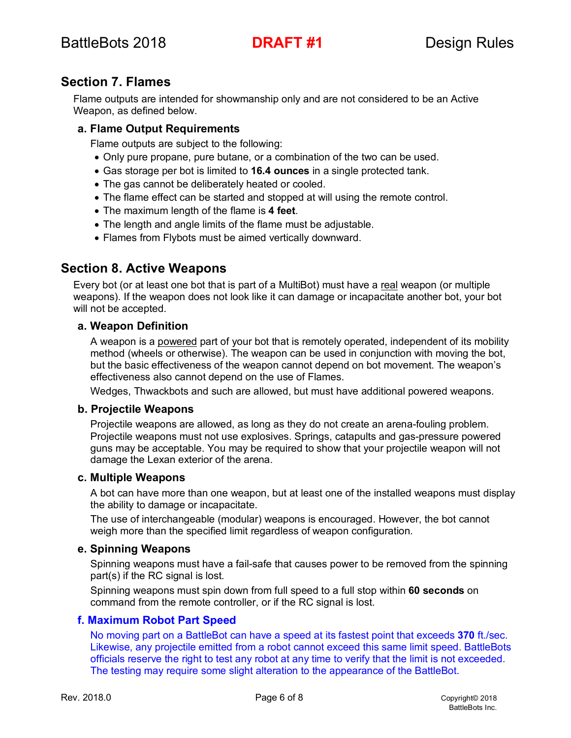## Section 7. Flames

Flame outputs are intended for showmanship only and are not considered to be an Active Weapon, as defined below.

### a. Flame Output Requirements

Flame outputs are subject to the following:

- Only pure propane, pure butane, or a combination of the two can be used.
- Gas storage per bot is limited to **16.4 ounces** in a single protected tank.
- The gas cannot be deliberately heated or cooled.
- The flame effect can be started and stopped at will using the remote control.
- The maximum length of the flame is **4 feet**.
- The length and angle limits of the flame must be adjustable.
- Flames from Flybots must be aimed vertically downward.

## Section 8. Active Weapons

Every bot (or at least one bot that is part of a MultiBot) must have a real weapon (or multiple weapons). If the weapon does not look like it can damage or incapacitate another bot, your bot will not be accepted.

### a. Weapon Definition

A weapon is a powered part of your bot that is remotely operated, independent of its mobility method (wheels or otherwise). The weapon can be used in conjunction with moving the bot, but the basic effectiveness of the weapon cannot depend on bot movement. The weapon's effectiveness also cannot depend on the use of Flames.

Wedges, Thwackbots and such are allowed, but must have additional powered weapons.

### b. Projectile Weapons

Projectile weapons are allowed, as long as they do not create an arena-fouling problem. Projectile weapons must not use explosives. Springs, catapults and gas-pressure powered guns may be acceptable. You may be required to show that your projectile weapon will not damage the Lexan exterior of the arena.

### c. Multiple Weapons

A bot can have more than one weapon, but at least one of the installed weapons must display the ability to damage or incapacitate.

The use of interchangeable (modular) weapons is encouraged. However, the bot cannot weigh more than the specified limit regardless of weapon configuration.

### e. Spinning Weapons

Spinning weapons must have a fail-safe that causes power to be removed from the spinning part(s) if the RC signal is lost.

Spinning weapons must spin down from full speed to a full stop within **60 seconds** on command from the remote controller, or if the RC signal is lost.

### f. Maximum Robot Part Speed

No moving part on a BattleBot can have a speed at its fastest point that exceeds **370** ft./sec. Likewise, any projectile emitted from a robot cannot exceed this same limit speed. BattleBots officials reserve the right to test any robot at any time to verify that the limit is not exceeded. The testing may require some slight alteration to the appearance of the BattleBot.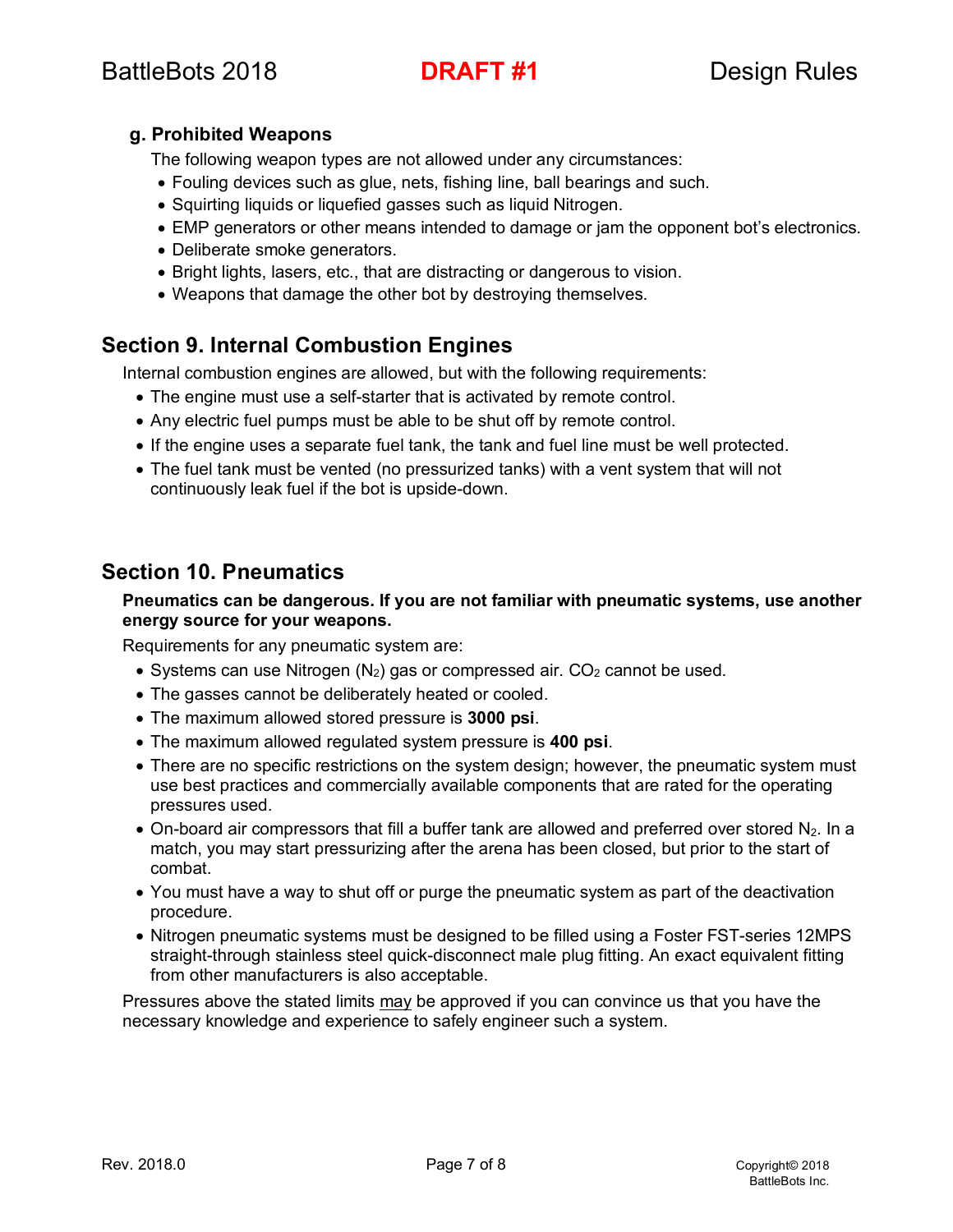### g. Prohibited Weapons

The following weapon types are not allowed under any circumstances:

- Fouling devices such as glue, nets, fishing line, ball bearings and such.
- Squirting liquids or liquefied gasses such as liquid Nitrogen.
- EMP generators or other means intended to damage or jam the opponent bot's electronics.
- Deliberate smoke generators.
- Bright lights, lasers, etc., that are distracting or dangerous to vision.
- Weapons that damage the other bot by destroying themselves.

## Section 9. Internal Combustion Engines

Internal combustion engines are allowed, but with the following requirements:

- The engine must use a self-starter that is activated by remote control.
- Any electric fuel pumps must be able to be shut off by remote control.
- If the engine uses a separate fuel tank, the tank and fuel line must be well protected.
- The fuel tank must be vented (no pressurized tanks) with a vent system that will not continuously leak fuel if the bot is upside-down.

## Section 10. Pneumatics

**Pneumatics can be dangerous. If you are not familiar with pneumatic systems, use another energy source for your weapons.**

Requirements for any pneumatic system are:

- Systems can use Nitrogen ($N_2$) gas or compressed air. $CO_2$ cannot be used.
- The gasses cannot be deliberately heated or cooled.
- The maximum allowed stored pressure is **3000 psi**.
- The maximum allowed regulated system pressure is **400 psi**.
- There are no specific restrictions on the system design; however, the pneumatic system must use best practices and commercially available components that are rated for the operating pressures used.
- On-board air compressors that fill a buffer tank are allowed and preferred over stored $N_2$. In a match, you may start pressurizing after the arena has been closed, but prior to the start of combat.
- You must have a way to shut off or purge the pneumatic system as part of the deactivation procedure.
- Nitrogen pneumatic systems must be designed to be filled using a Foster FST-series 12MPS straight-through stainless steel quick-disconnect male plug fitting. An exact equivalent fitting from other manufacturers is also acceptable.

Pressures above the stated limits may be approved if you can convince us that you have the necessary knowledge and experience to safely engineer such a system.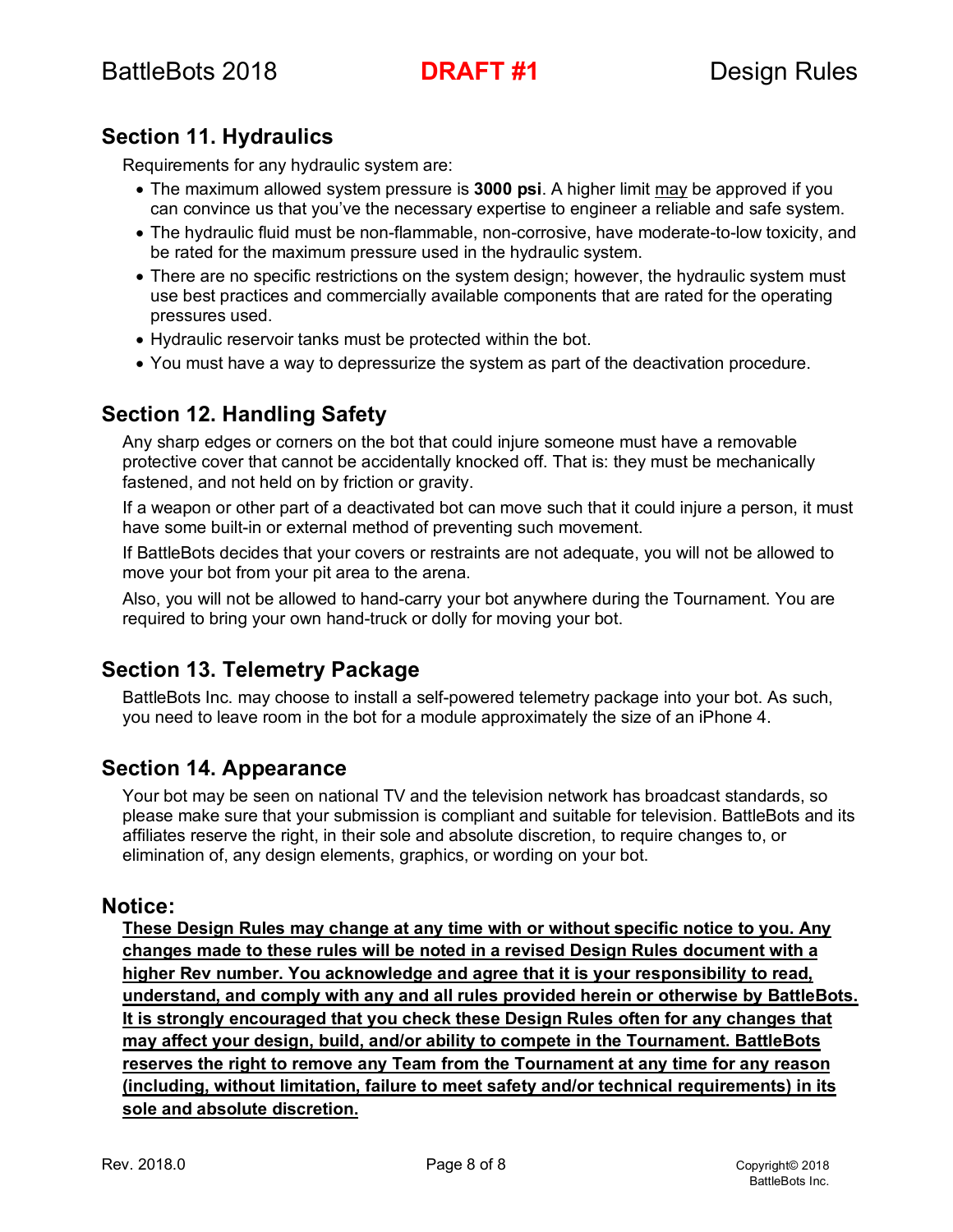## Section 11. Hydraulics

Requirements for any hydraulic system are:

- The maximum allowed system pressure is **3000 psi**. A higher limit <u>may</u> be approved if you can convince us that you've the necessary expertise to engineer a reliable and safe system.
- The hydraulic fluid must be non-flammable, non-corrosive, have moderate-to-low toxicity, and be rated for the maximum pressure used in the hydraulic system.
- There are no specific restrictions on the system design; however, the hydraulic system must use best practices and commercially available components that are rated for the operating pressures used.
- Hydraulic reservoir tanks must be protected within the bot.
- You must have a way to depressurize the system as part of the deactivation procedure.

## Section 12. Handling Safety

Any sharp edges or corners on the bot that could injure someone must have a removable protective cover that cannot be accidentally knocked off. That is: they must be mechanically fastened, and not held on by friction or gravity.

If a weapon or other part of a deactivated bot can move such that it could injure a person, it must have some built-in or external method of preventing such movement.

If BattleBots decides that your covers or restraints are not adequate, you will not be allowed to move your bot from your pit area to the arena.

Also, you will not be allowed to hand-carry your bot anywhere during the Tournament. You are required to bring your own hand-truck or dolly for moving your bot.

## Section 13. Telemetry Package

BattleBots Inc. may choose to install a self-powered telemetry package into your bot. As such, you need to leave room in the bot for a module approximately the size of an iPhone 4.

## Section 14. Appearance

Your bot may be seen on national TV and the television network has broadcast standards, so please make sure that your submission is compliant and suitable for television. BattleBots and its affiliates reserve the right, in their sole and absolute discretion, to require changes to, or elimination of, any design elements, graphics, or wording on your bot.

## Notice:

**<u>These Design Rules may change at any time with or without specific notice to you. Any changes made to these rules will be noted in a revised Design Rules document with a higher Rev number. You acknowledge and agree that it is your responsibility to read, understand, and comply with any and all rules provided herein or otherwise by BattleBots. It is strongly encouraged that you check these Design Rules often for any changes that may affect your design, build, and/or ability to compete in the Tournament. BattleBots reserves the right to remove any Team from the Tournament at any time for any reason (including, without limitation, failure to meet safety and/or technical requirements) in its sole and absolute discretion.</u>**